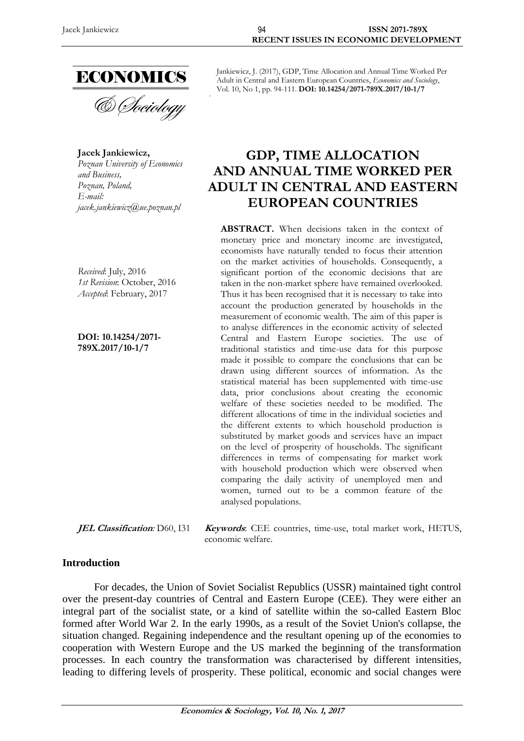Jankiewicz, J. (2017), GDP, Time Allocation and Annual Time Worked Per Adult in Central and Eastern European Countries, *Economics and Sociology*, Vol. 10, No 1, pp. 94-111. **DOI: 10.14254/2071-789X.2017/10-1/7**

**Jacek Jankiewicz,**
*Poznan University of Economics and Business,*
*Poznan, Poland,*
*E-mail: jacek.jankiewicz@ue.poznan.pl*

*Received*: July, 2016
*1st Revision*: October, 2016
*Accepted*: February, 2017

**DOI: 10.14254/2071-789X.2017/10-1/7**

# GDP, TIME ALLOCATION AND ANNUAL TIME WORKED PER ADULT IN CENTRAL AND EASTERN EUROPEAN COUNTRIES

**ABSTRACT.** When decisions taken in the context of monetary price and monetary income are investigated, economists have naturally tended to focus their attention on the market activities of households. Consequently, a significant portion of the economic decisions that are taken in the non-market sphere have remained overlooked. Thus it has been recognised that it is necessary to take into account the production generated by households in the measurement of economic wealth. The aim of this paper is to analyse differences in the economic activity of selected Central and Eastern Europe societies. The use of traditional statistics and time-use data for this purpose made it possible to compare the conclusions that can be drawn using different sources of information. As the statistical material has been supplemented with time-use data, prior conclusions about creating the economic welfare of these societies needed to be modified. The different allocations of time in the individual societies and the different extents to which household production is substituted by market goods and services have an impact on the level of prosperity of households. The significant differences in terms of compensating for market work with household production which were observed when comparing the daily activity of unemployed men and women, turned out to be a common feature of the analysed populations.

***JEL Classification*:** D60, I31

***Keywords*:** CEE countries, time-use, total market work, HETUS, economic welfare.

## Introduction

For decades, the Union of Soviet Socialist Republics (USSR) maintained tight control over the present-day countries of Central and Eastern Europe (CEE). They were either an integral part of the socialist state, or a kind of satellite within the so-called Eastern Bloc formed after World War 2. In the early 1990s, as a result of the Soviet Union's collapse, the situation changed. Regaining independence and the resultant opening up of the economies to cooperation with Western Europe and the US marked the beginning of the transformation processes. In each country the transformation was characterised by different intensities, leading to differing levels of prosperity. These political, economic and social changes were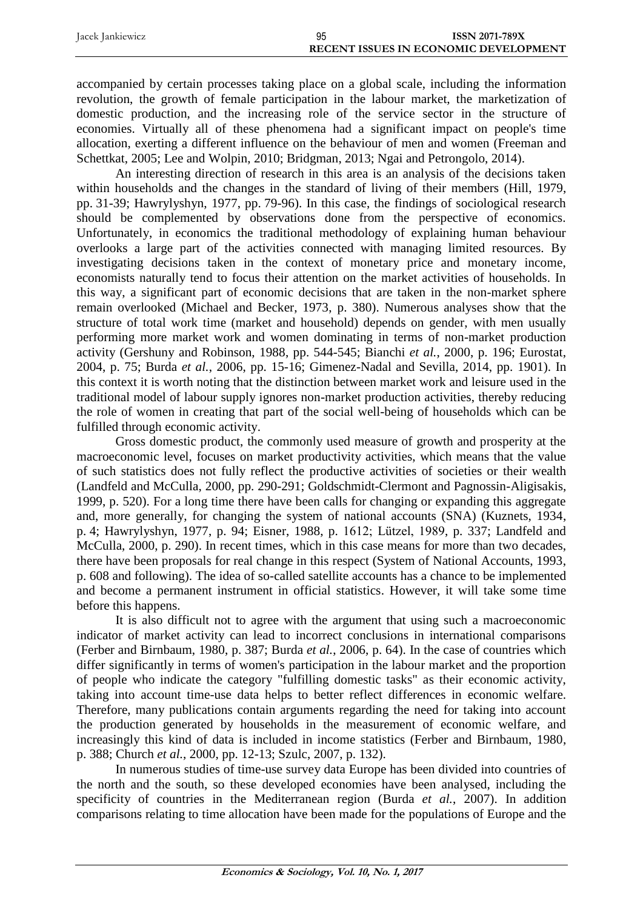accompanied by certain processes taking place on a global scale, including the information revolution, the growth of female participation in the labour market, the marketization of domestic production, and the increasing role of the service sector in the structure of economies. Virtually all of these phenomena had a significant impact on people's time allocation, exerting a different influence on the behaviour of men and women (Freeman and Schettkat, 2005; Lee and Wolpin, 2010; Bridgman, 2013; Ngai and Petrongolo, 2014).

An interesting direction of research in this area is an analysis of the decisions taken within households and the changes in the standard of living of their members (Hill, 1979, pp. 31-39; Hawrylyshyn, 1977, pp. 79-96). In this case, the findings of sociological research should be complemented by observations done from the perspective of economics. Unfortunately, in economics the traditional methodology of explaining human behaviour overlooks a large part of the activities connected with managing limited resources. By investigating decisions taken in the context of monetary price and monetary income, economists naturally tend to focus their attention on the market activities of households. In this way, a significant part of economic decisions that are taken in the non-market sphere remain overlooked (Michael and Becker, 1973, p. 380). Numerous analyses show that the structure of total work time (market and household) depends on gender, with men usually performing more market work and women dominating in terms of non-market production activity (Gershuny and Robinson, 1988, pp. 544-545; Bianchi *et al.*, 2000, p. 196; Eurostat, 2004, p. 75; Burda *et al.*, 2006, pp. 15-16; Gimenez-Nadal and Sevilla, 2014, pp. 1901). In this context it is worth noting that the distinction between market work and leisure used in the traditional model of labour supply ignores non-market production activities, thereby reducing the role of women in creating that part of the social well-being of households which can be fulfilled through economic activity.

Gross domestic product, the commonly used measure of growth and prosperity at the macroeconomic level, focuses on market productivity activities, which means that the value of such statistics does not fully reflect the productive activities of societies or their wealth (Landfeld and McCulla, 2000, pp. 290-291; Goldschmidt-Clermont and Pagnossin-Aligisakis, 1999, p. 520). For a long time there have been calls for changing or expanding this aggregate and, more generally, for changing the system of national accounts (SNA) (Kuznets, 1934, p. 4; Hawrylyshyn, 1977, p. 94; Eisner, 1988, p. 1612; Lützel, 1989, p. 337; Landfeld and McCulla, 2000, p. 290). In recent times, which in this case means for more than two decades, there have been proposals for real change in this respect (System of National Accounts, 1993, p. 608 and following). The idea of so-called satellite accounts has a chance to be implemented and become a permanent instrument in official statistics. However, it will take some time before this happens.

It is also difficult not to agree with the argument that using such a macroeconomic indicator of market activity can lead to incorrect conclusions in international comparisons (Ferber and Birnbaum, 1980, p. 387; Burda *et al.*, 2006, p. 64). In the case of countries which differ significantly in terms of women's participation in the labour market and the proportion of people who indicate the category "fulfilling domestic tasks" as their economic activity, taking into account time-use data helps to better reflect differences in economic welfare. Therefore, many publications contain arguments regarding the need for taking into account the production generated by households in the measurement of economic welfare, and increasingly this kind of data is included in income statistics (Ferber and Birnbaum, 1980, p. 388; Church *et al.*, 2000, pp. 12-13; Szulc, 2007, p. 132).

In numerous studies of time-use survey data Europe has been divided into countries of the north and the south, so these developed economies have been analysed, including the specificity of countries in the Mediterranean region (Burda *et al.*, 2007). In addition comparisons relating to time allocation have been made for the populations of Europe and the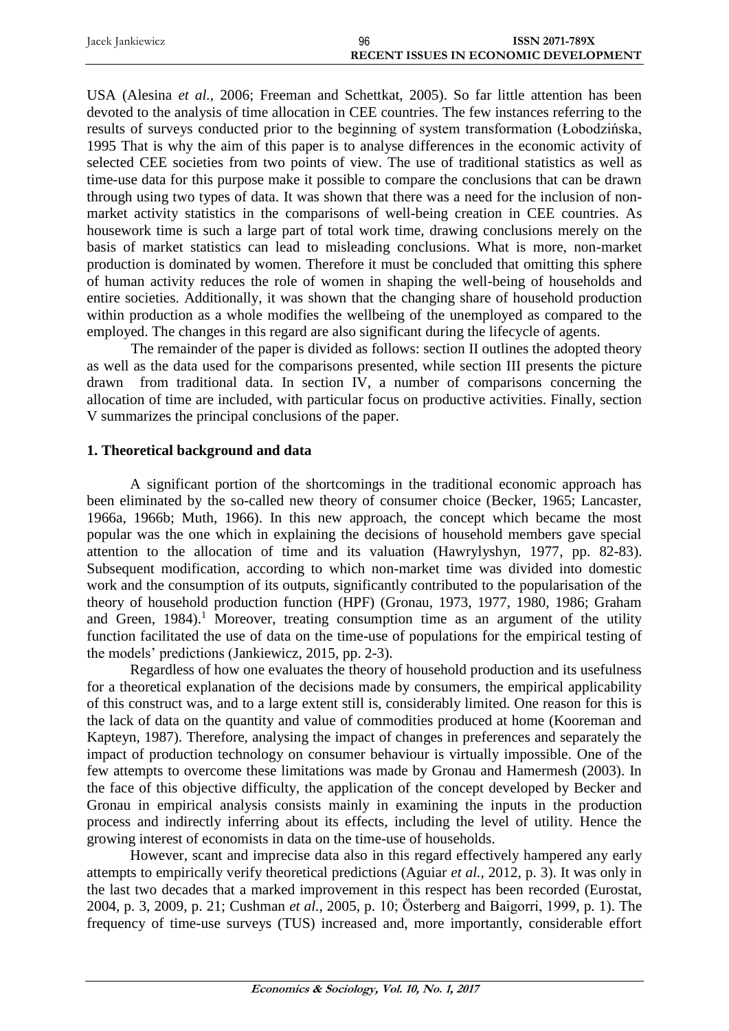USA (Alesina *et al.*, 2006; Freeman and Schettkat, 2005). So far little attention has been devoted to the analysis of time allocation in CEE countries. The few instances referring to the results of surveys conducted prior to the beginning of system transformation (Łobodzińska, 1995 That is why the aim of this paper is to analyse differences in the economic activity of selected CEE societies from two points of view. The use of traditional statistics as well as time-use data for this purpose make it possible to compare the conclusions that can be drawn through using two types of data. It was shown that there was a need for the inclusion of non-market activity statistics in the comparisons of well-being creation in CEE countries. As housework time is such a large part of total work time, drawing conclusions merely on the basis of market statistics can lead to misleading conclusions. What is more, non-market production is dominated by women. Therefore it must be concluded that omitting this sphere of human activity reduces the role of women in shaping the well-being of households and entire societies. Additionally, it was shown that the changing share of household production within production as a whole modifies the wellbeing of the unemployed as compared to the employed. The changes in this regard are also significant during the lifecycle of agents.

The remainder of the paper is divided as follows: section II outlines the adopted theory as well as the data used for the comparisons presented, while section III presents the picture drawn from traditional data. In section IV, a number of comparisons concerning the allocation of time are included, with particular focus on productive activities. Finally, section V summarizes the principal conclusions of the paper.

## 1. Theoretical background and data

A significant portion of the shortcomings in the traditional economic approach has been eliminated by the so-called new theory of consumer choice (Becker, 1965; Lancaster, 1966a, 1966b; Muth, 1966). In this new approach, the concept which became the most popular was the one which in explaining the decisions of household members gave special attention to the allocation of time and its valuation (Hawrylyshyn, 1977, pp. 82-83). Subsequent modification, according to which non-market time was divided into domestic work and the consumption of its outputs, significantly contributed to the popularisation of the theory of household production function (HPF) (Gronau, 1973, 1977, 1980, 1986; Graham and Green, 1984).[1] Moreover, treating consumption time as an argument of the utility function facilitated the use of data on the time-use of populations for the empirical testing of the models' predictions (Jankiewicz, 2015, pp. 2-3).

Regardless of how one evaluates the theory of household production and its usefulness for a theoretical explanation of the decisions made by consumers, the empirical applicability of this construct was, and to a large extent still is, considerably limited. One reason for this is the lack of data on the quantity and value of commodities produced at home (Kooreman and Kapteyn, 1987). Therefore, analysing the impact of changes in preferences and separately the impact of production technology on consumer behaviour is virtually impossible. One of the few attempts to overcome these limitations was made by Gronau and Hamermesh (2003). In the face of this objective difficulty, the application of the concept developed by Becker and Gronau in empirical analysis consists mainly in examining the inputs in the production process and indirectly inferring about its effects, including the level of utility. Hence the growing interest of economists in data on the time-use of households.

However, scant and imprecise data also in this regard effectively hampered any early attempts to empirically verify theoretical predictions (Aguiar *et al.*, 2012, p. 3). It was only in the last two decades that a marked improvement in this respect has been recorded (Eurostat, 2004, p. 3, 2009, p. 21; Cushman *et al.*, 2005, p. 10; Österberg and Baigorri, 1999, p. 1). The frequency of time-use surveys (TUS) increased and, more importantly, considerable effort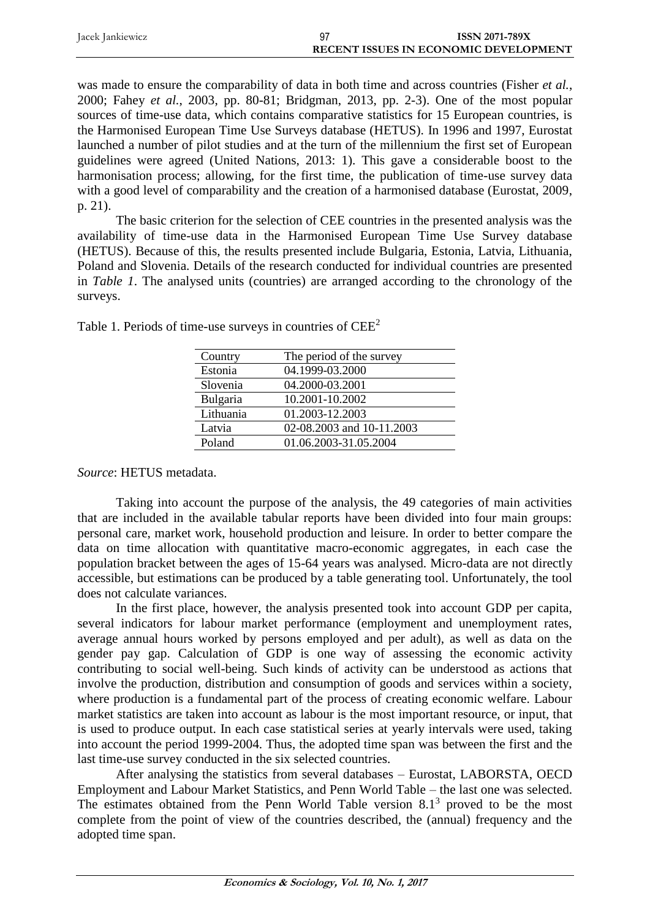was made to ensure the comparability of data in both time and across countries (Fisher *et al.*, 2000; Fahey *et al.*, 2003, pp. 80-81; Bridgman, 2013, pp. 2-3). One of the most popular sources of time-use data, which contains comparative statistics for 15 European countries, is the Harmonised European Time Use Surveys database (HETUS). In 1996 and 1997, Eurostat launched a number of pilot studies and at the turn of the millennium the first set of European guidelines were agreed (United Nations, 2013: 1). This gave a considerable boost to the harmonisation process; allowing, for the first time, the publication of time-use survey data with a good level of comparability and the creation of a harmonised database (Eurostat, 2009, p. 21).

The basic criterion for the selection of CEE countries in the presented analysis was the availability of time-use data in the Harmonised European Time Use Survey database (HETUS). Because of this, the results presented include Bulgaria, Estonia, Latvia, Lithuania, Poland and Slovenia. Details of the research conducted for individual countries are presented in *Table 1*. The analysed units (countries) are arranged according to the chronology of the surveys.

Table 1. Periods of time-use surveys in countries of CEE[2]

| Country | The period of the survey |
|---|---|
| Estonia | 04.1999-03.2000 |
| Slovenia | 04.2000-03.2001 |
| Bulgaria | 10.2001-10.2002 |
| Lithuania | 01.2003-12.2003 |
| Latvia | 02-08.2003 and 10-11.2003 |
| Poland | 01.06.2003-31.05.2004 |

*Source*: HETUS metadata.

Taking into account the purpose of the analysis, the 49 categories of main activities that are included in the available tabular reports have been divided into four main groups: personal care, market work, household production and leisure. In order to better compare the data on time allocation with quantitative macro-economic aggregates, in each case the population bracket between the ages of 15-64 years was analysed. Micro-data are not directly accessible, but estimations can be produced by a table generating tool. Unfortunately, the tool does not calculate variances.

In the first place, however, the analysis presented took into account GDP per capita, several indicators for labour market performance (employment and unemployment rates, average annual hours worked by persons employed and per adult), as well as data on the gender pay gap. Calculation of GDP is one way of assessing the economic activity contributing to social well-being. Such kinds of activity can be understood as actions that involve the production, distribution and consumption of goods and services within a society, where production is a fundamental part of the process of creating economic welfare. Labour market statistics are taken into account as labour is the most important resource, or input, that is used to produce output. In each case statistical series at yearly intervals were used, taking into account the period 1999-2004. Thus, the adopted time span was between the first and the last time-use survey conducted in the six selected countries.

After analysing the statistics from several databases – Eurostat, LABORSTA, OECD Employment and Labour Market Statistics, and Penn World Table – the last one was selected. The estimates obtained from the Penn World Table version 8.1[3] proved to be the most complete from the point of view of the countries described, the (annual) frequency and the adopted time span.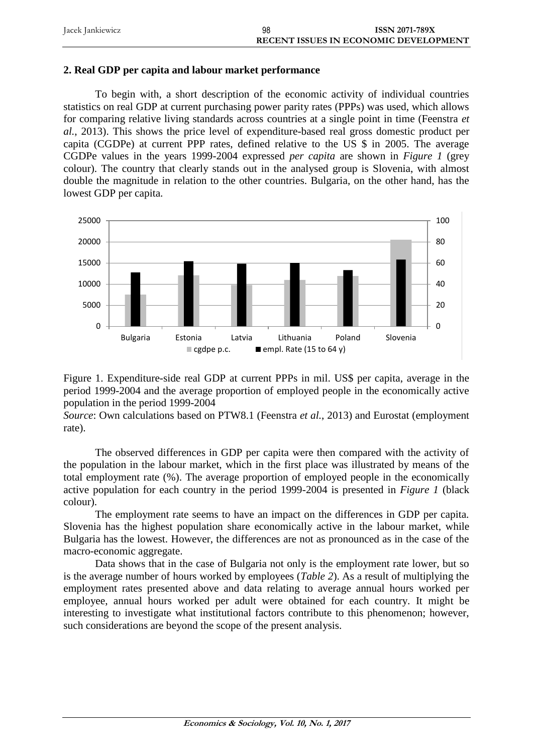## 2. Real GDP per capita and labour market performance

To begin with, a short description of the economic activity of individual countries statistics on real GDP at current purchasing power parity rates (PPPs) was used, which allows for comparing relative living standards across countries at a single point in time (Feenstra *et al.*, 2013). This shows the price level of expenditure-based real gross domestic product per capita (CGDPe) at current PPP rates, defined relative to the US $ in 2005. The average CGDPe values in the years 1999-2004 expressed *per capita* are shown in *Figure 1* (grey colour). The country that clearly stands out in the analysed group is Slovenia, with almost double the magnitude in relation to the other countries. Bulgaria, on the other hand, has the lowest GDP per capita.

Figure 1. Expenditure-side real GDP at current PPPs in mil. US$ per capita, average in the period 1999-2004 and the average proportion of employed people in the economically active population in the period 1999-2004

*Source*: Own calculations based on PTW8.1 (Feenstra *et al.*, 2013) and Eurostat (employment rate).

The observed differences in GDP per capita were then compared with the activity of the population in the labour market, which in the first place was illustrated by means of the total employment rate (%). The average proportion of employed people in the economically active population for each country in the period 1999-2004 is presented in *Figure 1* (black colour).

The employment rate seems to have an impact on the differences in GDP per capita. Slovenia has the highest population share economically active in the labour market, while Bulgaria has the lowest. However, the differences are not as pronounced as in the case of the macro-economic aggregate.

Data shows that in the case of Bulgaria not only is the employment rate lower, but so is the average number of hours worked by employees (*Table 2*). As a result of multiplying the employment rates presented above and data relating to average annual hours worked per employee, annual hours worked per adult were obtained for each country. It might be interesting to investigate what institutional factors contribute to this phenomenon; however, such considerations are beyond the scope of the present analysis.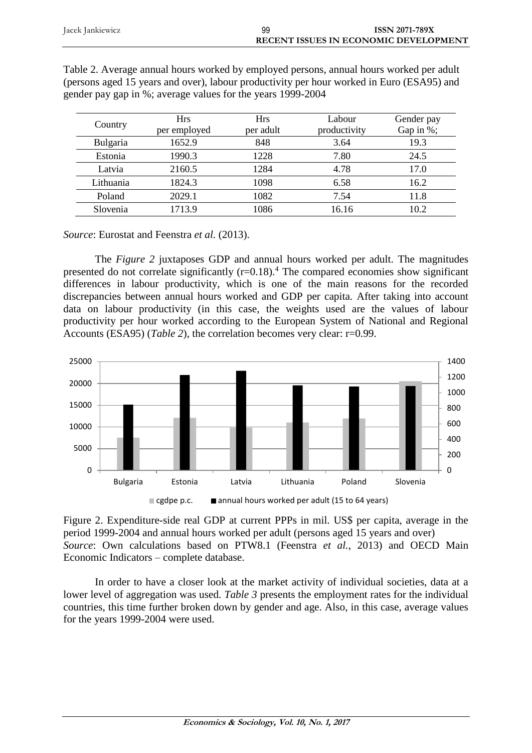Table 2. Average annual hours worked by employed persons, annual hours worked per adult (persons aged 15 years and over), labour productivity per hour worked in Euro (ESA95) and gender pay gap in %; average values for the years 1999-2004

| Country | Hrs per employed | Hrs per adult | Labour productivity | Gender pay Gap in %; |
|---|---|---|---|---|
| Bulgaria | 1652.9 | 848 | 3.64 | 19.3 |
| Estonia | 1990.3 | 1228 | 7.80 | 24.5 |
| Latvia | 2160.5 | 1284 | 4.78 | 17.0 |
| Lithuania | 1824.3 | 1098 | 6.58 | 16.2 |
| Poland | 2029.1 | 1082 | 7.54 | 11.8 |
| Slovenia | 1713.9 | 1086 | 16.16 | 10.2 |

*Source*: Eurostat and Feenstra *et al.* (2013).

The *Figure 2* juxtaposes GDP and annual hours worked per adult. The magnitudes presented do not correlate significantly (r=0.18).[4] The compared economies show significant differences in labour productivity, which is one of the main reasons for the recorded discrepancies between annual hours worked and GDP per capita. After taking into account data on labour productivity (in this case, the weights used are the values of labour productivity per hour worked according to the European System of National and Regional Accounts (ESA95) (*Table 2*), the correlation becomes very clear: r=0.99.

Figure 2. Expenditure-side real GDP at current PPPs in mil. US$ per capita, average in the period 1999-2004 and annual hours worked per adult (persons aged 15 years and over)
*Source*: Own calculations based on PTW8.1 (Feenstra *et al.*, 2013) and OECD Main Economic Indicators – complete database.

In order to have a closer look at the market activity of individual societies, data at a lower level of aggregation was used. *Table 3* presents the employment rates for the individual countries, this time further broken down by gender and age. Also, in this case, average values for the years 1999-2004 were used.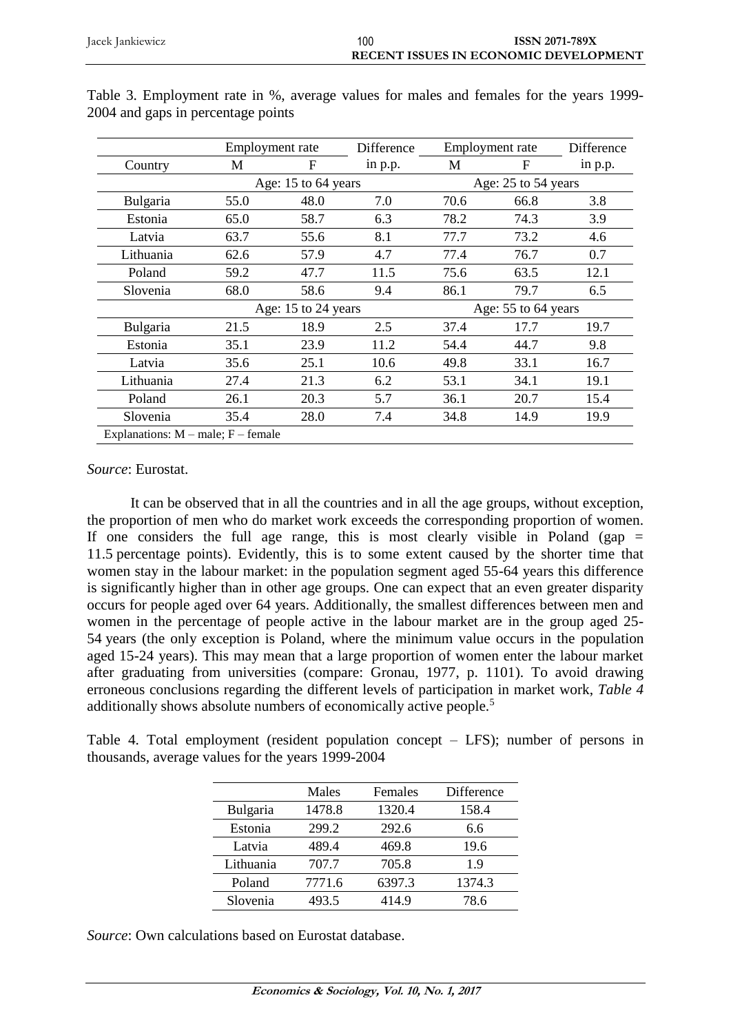Table 3. Employment rate in %, average values for males and females for the years 1999-2004 and gaps in percentage points

| Country | Employment rate | | Difference in p.p. | Employment rate | | Difference in p.p. |
|---|---|---|---|---|---|---|
| | M | F | | M | F | |
| | Age: 15 to 64 years | | | Age: 25 to 54 years | | |
| Bulgaria | 55.0 | 48.0 | 7.0 | 70.6 | 66.8 | 3.8 |
| Estonia | 65.0 | 58.7 | 6.3 | 78.2 | 74.3 | 3.9 |
| Latvia | 63.7 | 55.6 | 8.1 | 77.7 | 73.2 | 4.6 |
| Lithuania | 62.6 | 57.9 | 4.7 | 77.4 | 76.7 | 0.7 |
| Poland | 59.2 | 47.7 | 11.5 | 75.6 | 63.5 | 12.1 |
| Slovenia | 68.0 | 58.6 | 9.4 | 86.1 | 79.7 | 6.5 |
| | Age: 15 to 24 years | | | Age: 55 to 64 years | | |
| Bulgaria | 21.5 | 18.9 | 2.5 | 37.4 | 17.7 | 19.7 |
| Estonia | 35.1 | 23.9 | 11.2 | 54.4 | 44.7 | 9.8 |
| Latvia | 35.6 | 25.1 | 10.6 | 49.8 | 33.1 | 16.7 |
| Lithuania | 27.4 | 21.3 | 6.2 | 53.1 | 34.1 | 19.1 |
| Poland | 26.1 | 20.3 | 5.7 | 36.1 | 20.7 | 15.4 |
| Slovenia | 35.4 | 28.0 | 7.4 | 34.8 | 14.9 | 19.9 |

Explanations: M – male; F – female

*Source*: Eurostat.

It can be observed that in all the countries and in all the age groups, without exception, the proportion of men who do market work exceeds the corresponding proportion of women. If one considers the full age range, this is most clearly visible in Poland (gap = 11.5 percentage points). Evidently, this is to some extent caused by the shorter time that women stay in the labour market: in the population segment aged 55-64 years this difference is significantly higher than in other age groups. One can expect that an even greater disparity occurs for people aged over 64 years. Additionally, the smallest differences between men and women in the percentage of people active in the labour market are in the group aged 25-54 years (the only exception is Poland, where the minimum value occurs in the population aged 15-24 years). This may mean that a large proportion of women enter the labour market after graduating from universities (compare: Gronau, 1977, p. 1101). To avoid drawing erroneous conclusions regarding the different levels of participation in market work, *Table 4* additionally shows absolute numbers of economically active people.[5]

Table 4. Total employment (resident population concept – LFS); number of persons in thousands, average values for the years 1999-2004

| | Males | Females | Difference |
|---|---|---|---|
| Bulgaria | 1478.8 | 1320.4 | 158.4 |
| Estonia | 299.2 | 292.6 | 6.6 |
| Latvia | 489.4 | 469.8 | 19.6 |
| Lithuania | 707.7 | 705.8 | 1.9 |
| Poland | 7771.6 | 6397.3 | 1374.3 |
| Slovenia | 493.5 | 414.9 | 78.6 |

*Source*: Own calculations based on Eurostat database.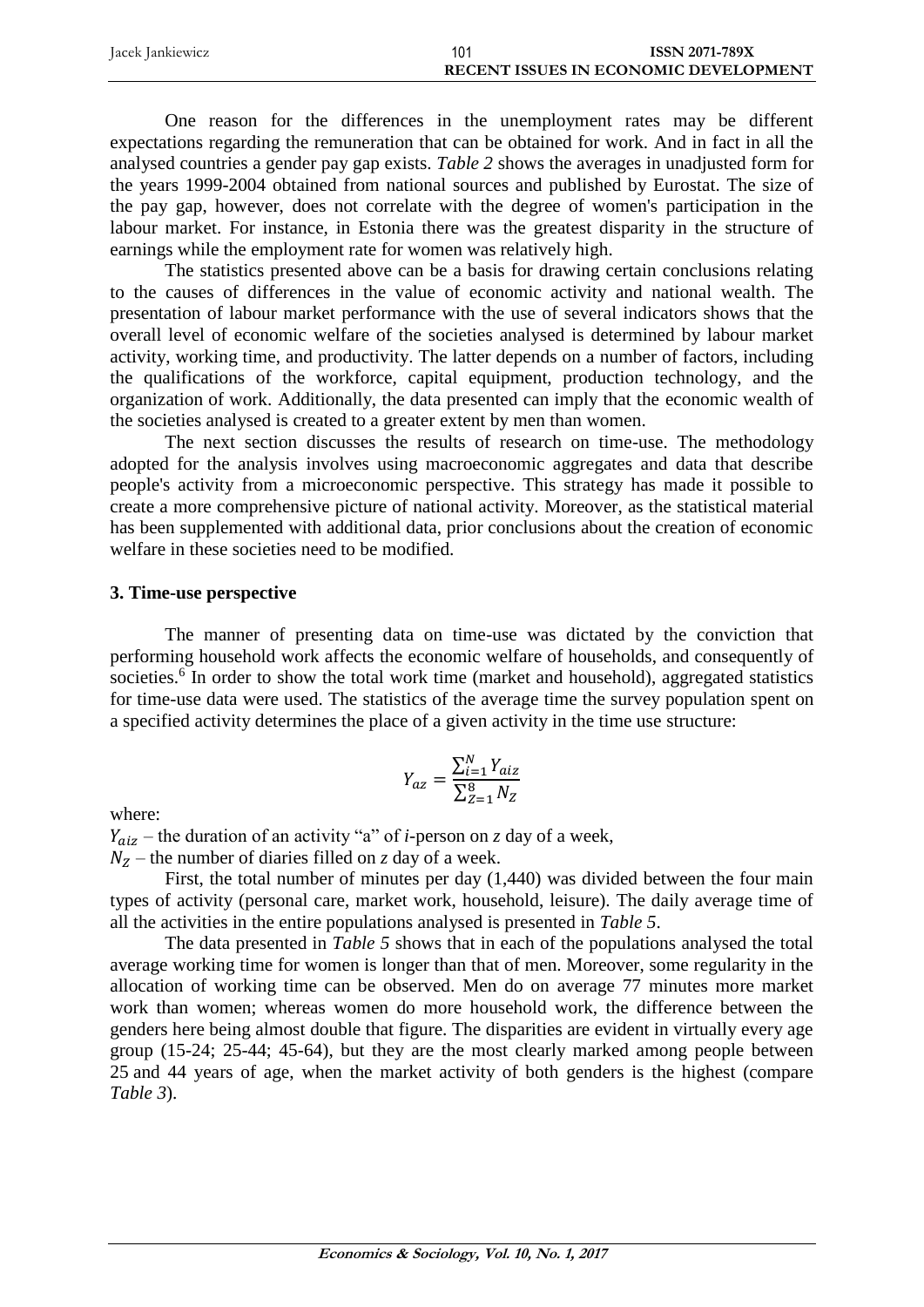One reason for the differences in the unemployment rates may be different expectations regarding the remuneration that can be obtained for work. And in fact in all the analysed countries a gender pay gap exists. *Table 2* shows the averages in unadjusted form for the years 1999-2004 obtained from national sources and published by Eurostat. The size of the pay gap, however, does not correlate with the degree of women's participation in the labour market. For instance, in Estonia there was the greatest disparity in the structure of earnings while the employment rate for women was relatively high.

The statistics presented above can be a basis for drawing certain conclusions relating to the causes of differences in the value of economic activity and national wealth. The presentation of labour market performance with the use of several indicators shows that the overall level of economic welfare of the societies analysed is determined by labour market activity, working time, and productivity. The latter depends on a number of factors, including the qualifications of the workforce, capital equipment, production technology, and the organization of work. Additionally, the data presented can imply that the economic wealth of the societies analysed is created to a greater extent by men than women.

The next section discusses the results of research on time-use. The methodology adopted for the analysis involves using macroeconomic aggregates and data that describe people's activity from a microeconomic perspective. This strategy has made it possible to create a more comprehensive picture of national activity. Moreover, as the statistical material has been supplemented with additional data, prior conclusions about the creation of economic welfare in these societies need to be modified.

## 3. Time-use perspective

The manner of presenting data on time-use was dictated by the conviction that performing household work affects the economic welfare of households, and consequently of societies.[6] In order to show the total work time (market and household), aggregated statistics for time-use data were used. The statistics of the average time the survey population spent on a specified activity determines the place of a given activity in the time use structure:

$$Y_{az} = \frac{\sum_{i=1}^{N} Y_{aiz}}{\sum_{Z=1}^{8} N_{Z}}$$

where:

$Y_{aiz}$ – the duration of an activity "a" of *i*-person on *z* day of a week,

$N_{Z}$ – the number of diaries filled on *z* day of a week.

First, the total number of minutes per day (1,440) was divided between the four main types of activity (personal care, market work, household, leisure). The daily average time of all the activities in the entire populations analysed is presented in *Table 5*.

The data presented in *Table 5* shows that in each of the populations analysed the total average working time for women is longer than that of men. Moreover, some regularity in the allocation of working time can be observed. Men do on average 77 minutes more market work than women; whereas women do more household work, the difference between the genders here being almost double that figure. The disparities are evident in virtually every age group (15-24; 25-44; 45-64), but they are the most clearly marked among people between 25 and 44 years of age, when the market activity of both genders is the highest (compare *Table 3*).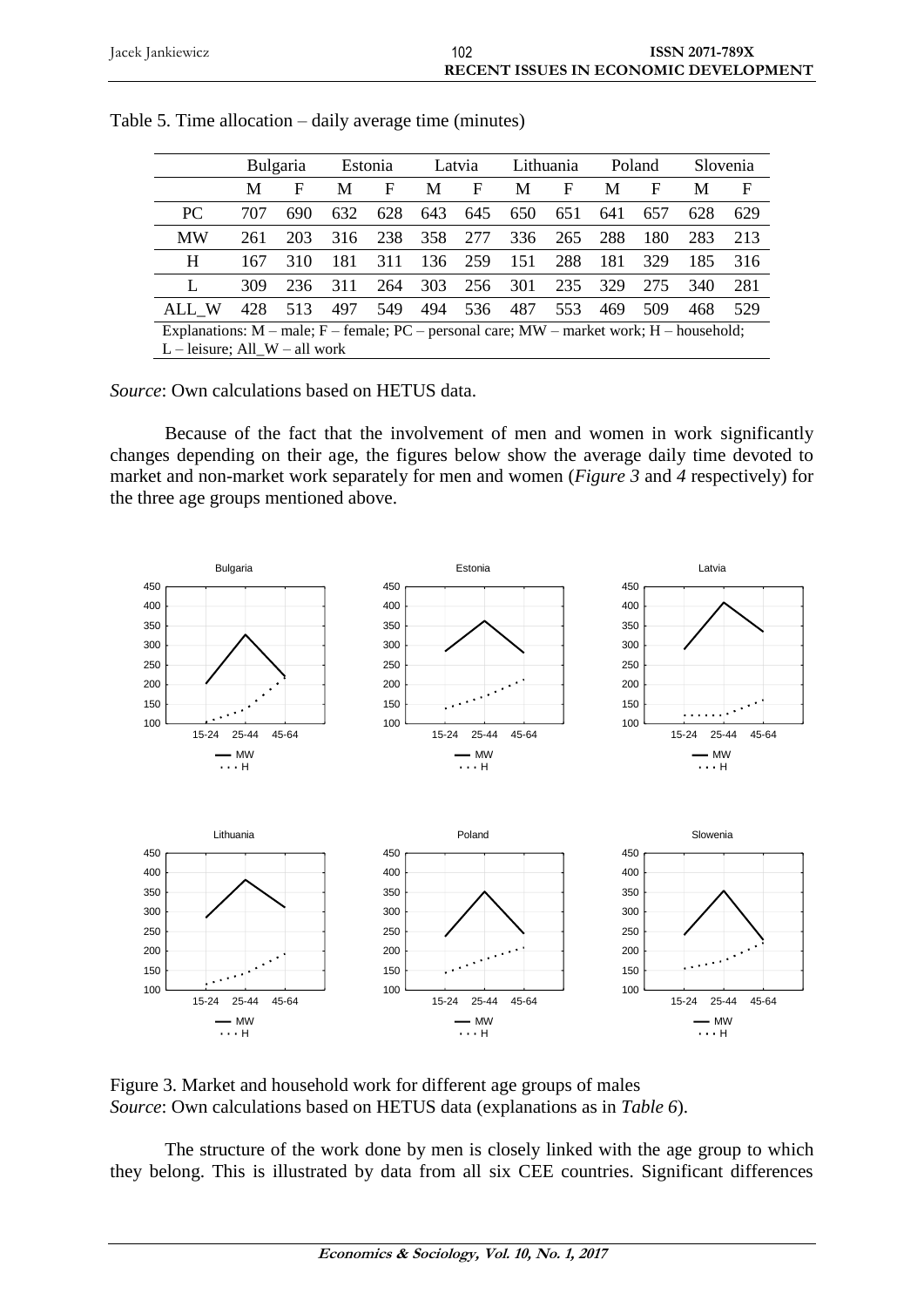Table 5. Time allocation – daily average time (minutes)

| | Bulgaria | | Estonia | | Latvia | | Lithuania | | Poland | | Slovenia | |
|---|---|---|---|---|---|---|---|---|---|---|---|---|
| | M | F | M | F | M | F | M | F | M | F | M | F |
| PC | 707 | 690 | 632 | 628 | 643 | 645 | 650 | 651 | 641 | 657 | 628 | 629 |
| MW | 261 | 203 | 316 | 238 | 358 | 277 | 336 | 265 | 288 | 180 | 283 | 213 |
| H | 167 | 310 | 181 | 311 | 136 | 259 | 151 | 288 | 181 | 329 | 185 | 316 |
| L | 309 | 236 | 311 | 264 | 303 | 256 | 301 | 235 | 329 | 275 | 340 | 281 |
| ALL_W | 428 | 513 | 497 | 549 | 494 | 536 | 487 | 553 | 469 | 509 | 468 | 529 |

Explanations: M – male; F – female; PC – personal care; MW – market work; H – household; L – leisure; All_W – all work

*Source*: Own calculations based on HETUS data.

Because of the fact that the involvement of men and women in work significantly changes depending on their age, the figures below show the average daily time devoted to market and non-market work separately for men and women (*Figure 3* and *4* respectively) for the three age groups mentioned above.

Figure 3. Market and household work for different age groups of males
*Source*: Own calculations based on HETUS data (explanations as in *Table 6*).

The structure of the work done by men is closely linked with the age group to which they belong. This is illustrated by data from all six CEE countries. Significant differences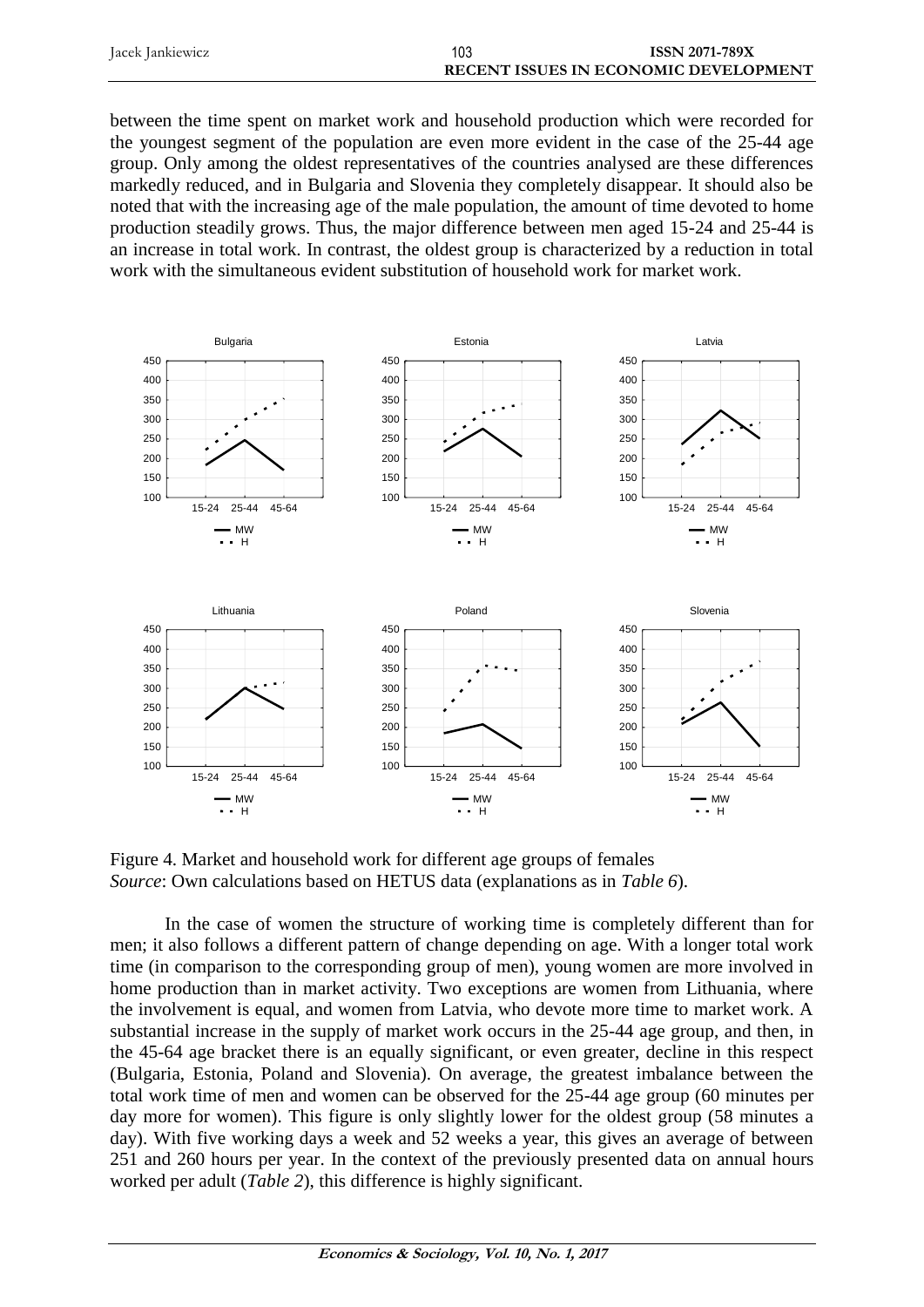between the time spent on market work and household production which were recorded for the youngest segment of the population are even more evident in the case of the 25-44 age group. Only among the oldest representatives of the countries analysed are these differences markedly reduced, and in Bulgaria and Slovenia they completely disappear. It should also be noted that with the increasing age of the male population, the amount of time devoted to home production steadily grows. Thus, the major difference between men aged 15-24 and 25-44 is an increase in total work. In contrast, the oldest group is characterized by a reduction in total work with the simultaneous evident substitution of household work for market work.

Figure 4. Market and household work for different age groups of females
*Source*: Own calculations based on HETUS data (explanations as in *Table 6*).

In the case of women the structure of working time is completely different than for men; it also follows a different pattern of change depending on age. With a longer total work time (in comparison to the corresponding group of men), young women are more involved in home production than in market activity. Two exceptions are women from Lithuania, where the involvement is equal, and women from Latvia, who devote more time to market work. A substantial increase in the supply of market work occurs in the 25-44 age group, and then, in the 45-64 age bracket there is an equally significant, or even greater, decline in this respect (Bulgaria, Estonia, Poland and Slovenia). On average, the greatest imbalance between the total work time of men and women can be observed for the 25-44 age group (60 minutes per day more for women). This figure is only slightly lower for the oldest group (58 minutes a day). With five working days a week and 52 weeks a year, this gives an average of between 251 and 260 hours per year. In the context of the previously presented data on annual hours worked per adult (*Table 2*), this difference is highly significant.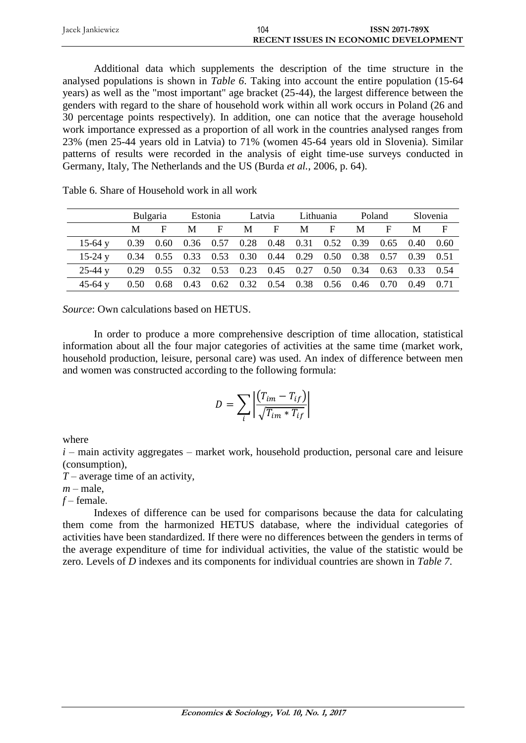Additional data which supplements the description of the time structure in the analysed populations is shown in *Table 6*. Taking into account the entire population (15-64 years) as well as the "most important" age bracket (25-44), the largest difference between the genders with regard to the share of household work within all work occurs in Poland (26 and 30 percentage points respectively). In addition, one can notice that the average household work importance expressed as a proportion of all work in the countries analysed ranges from 23% (men 25-44 years old in Latvia) to 71% (women 45-64 years old in Slovenia). Similar patterns of results were recorded in the analysis of eight time-use surveys conducted in Germany, Italy, The Netherlands and the US (Burda *et al.*, 2006, p. 64).

Table 6. Share of Household work in all work

| | Bulgaria | | Estonia | | Latvia | | Lithuania | | Poland | | Slovenia | |
|---|---|---|---|---|---|---|---|---|---|---|---|---|
| | M | F | M | F | M | F | M | F | M | F | M | F |
| 15-64 y | 0.39 | 0.60 | 0.36 | 0.57 | 0.28 | 0.48 | 0.31 | 0.52 | 0.39 | 0.65 | 0.40 | 0.60 |
| 15-24 y | 0.34 | 0.55 | 0.33 | 0.53 | 0.30 | 0.44 | 0.29 | 0.50 | 0.38 | 0.57 | 0.39 | 0.51 |
| 25-44 y | 0.29 | 0.55 | 0.32 | 0.53 | 0.23 | 0.45 | 0.27 | 0.50 | 0.34 | 0.63 | 0.33 | 0.54 |
| 45-64 y | 0.50 | 0.68 | 0.43 | 0.62 | 0.32 | 0.54 | 0.38 | 0.56 | 0.46 | 0.70 | 0.49 | 0.71 |

*Source*: Own calculations based on HETUS.

In order to produce a more comprehensive description of time allocation, statistical information about all the four major categories of activities at the same time (market work, household production, leisure, personal care) was used. An index of difference between men and women was constructed according to the following formula:

$$D = \sum_i \left| \frac{(T_{im} - T_{if})}{\sqrt{T_{im} * T_{if}}} \right|$$

where

$i$ – main activity aggregates – market work, household production, personal care and leisure (consumption),

$T$ – average time of an activity,

$m$ – male,

$f$ – female.

Indexes of difference can be used for comparisons because the data for calculating them come from the harmonized HETUS database, where the individual categories of activities have been standardized. If there were no differences between the genders in terms of the average expenditure of time for individual activities, the value of the statistic would be zero. Levels of $D$ indexes and its components for individual countries are shown in *Table 7*.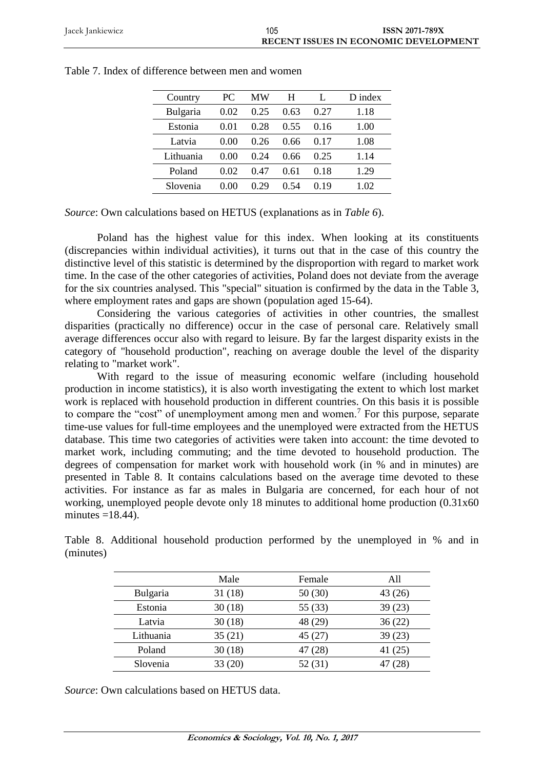Table 7. Index of difference between men and women

| Country | PC | MW | H | L | D index |
|---|---|---|---|---|---|
| Bulgaria | 0.02 | 0.25 | 0.63 | 0.27 | 1.18 |
| Estonia | 0.01 | 0.28 | 0.55 | 0.16 | 1.00 |
| Latvia | 0.00 | 0.26 | 0.66 | 0.17 | 1.08 |
| Lithuania | 0.00 | 0.24 | 0.66 | 0.25 | 1.14 |
| Poland | 0.02 | 0.47 | 0.61 | 0.18 | 1.29 |
| Slovenia | 0.00 | 0.29 | 0.54 | 0.19 | 1.02 |

*Source*: Own calculations based on HETUS (explanations as in *Table 6*).

Poland has the highest value for this index. When looking at its constituents (discrepancies within individual activities), it turns out that in the case of this country the distinctive level of this statistic is determined by the disproportion with regard to market work time. In the case of the other categories of activities, Poland does not deviate from the average for the six countries analysed. This "special" situation is confirmed by the data in the Table 3, where employment rates and gaps are shown (population aged 15-64).

Considering the various categories of activities in other countries, the smallest disparities (practically no difference) occur in the case of personal care. Relatively small average differences occur also with regard to leisure. By far the largest disparity exists in the category of "household production", reaching on average double the level of the disparity relating to "market work".

With regard to the issue of measuring economic welfare (including household production in income statistics), it is also worth investigating the extent to which lost market work is replaced with household production in different countries. On this basis it is possible to compare the "cost" of unemployment among men and women.[7] For this purpose, separate time-use values for full-time employees and the unemployed were extracted from the HETUS database. This time two categories of activities were taken into account: the time devoted to market work, including commuting; and the time devoted to household production. The degrees of compensation for market work with household work (in % and in minutes) are presented in Table 8. It contains calculations based on the average time devoted to these activities. For instance as far as males in Bulgaria are concerned, for each hour of not working, unemployed people devote only 18 minutes to additional home production (0.31x60 minutes =18.44).

Table 8. Additional household production performed by the unemployed in % and in (minutes)

| | Male | Female | All |
|---|---|---|---|
| Bulgaria | 31 (18) | 50 (30) | 43 (26) |
| Estonia | 30 (18) | 55 (33) | 39 (23) |
| Latvia | 30 (18) | 48 (29) | 36 (22) |
| Lithuania | 35 (21) | 45 (27) | 39 (23) |
| Poland | 30 (18) | 47 (28) | 41 (25) |
| Slovenia | 33 (20) | 52 (31) | 47 (28) |

*Source*: Own calculations based on HETUS data.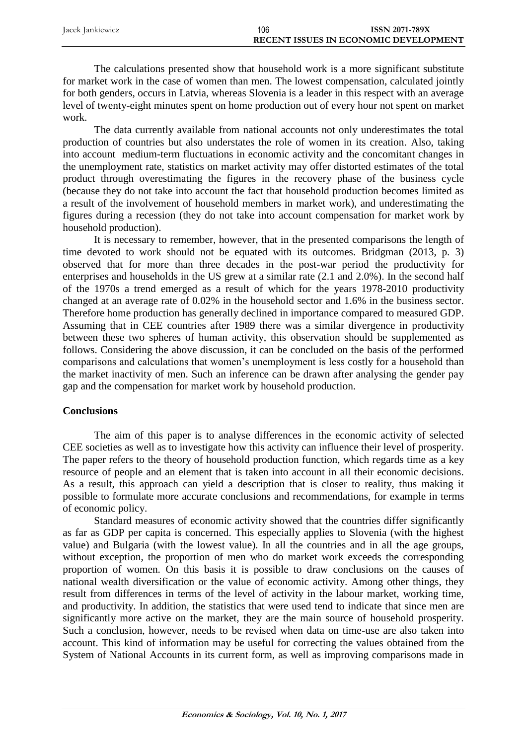The calculations presented show that household work is a more significant substitute for market work in the case of women than men. The lowest compensation, calculated jointly for both genders, occurs in Latvia, whereas Slovenia is a leader in this respect with an average level of twenty-eight minutes spent on home production out of every hour not spent on market work.

The data currently available from national accounts not only underestimates the total production of countries but also understates the role of women in its creation. Also, taking into account medium-term fluctuations in economic activity and the concomitant changes in the unemployment rate, statistics on market activity may offer distorted estimates of the total product through overestimating the figures in the recovery phase of the business cycle (because they do not take into account the fact that household production becomes limited as a result of the involvement of household members in market work), and underestimating the figures during a recession (they do not take into account compensation for market work by household production).

It is necessary to remember, however, that in the presented comparisons the length of time devoted to work should not be equated with its outcomes. Bridgman (2013, p. 3) observed that for more than three decades in the post-war period the productivity for enterprises and households in the US grew at a similar rate (2.1 and 2.0%). In the second half of the 1970s a trend emerged as a result of which for the years 1978-2010 productivity changed at an average rate of 0.02% in the household sector and 1.6% in the business sector. Therefore home production has generally declined in importance compared to measured GDP. Assuming that in CEE countries after 1989 there was a similar divergence in productivity between these two spheres of human activity, this observation should be supplemented as follows. Considering the above discussion, it can be concluded on the basis of the performed comparisons and calculations that women's unemployment is less costly for a household than the market inactivity of men. Such an inference can be drawn after analysing the gender pay gap and the compensation for market work by household production.

## Conclusions

The aim of this paper is to analyse differences in the economic activity of selected CEE societies as well as to investigate how this activity can influence their level of prosperity. The paper refers to the theory of household production function, which regards time as a key resource of people and an element that is taken into account in all their economic decisions. As a result, this approach can yield a description that is closer to reality, thus making it possible to formulate more accurate conclusions and recommendations, for example in terms of economic policy.

Standard measures of economic activity showed that the countries differ significantly as far as GDP per capita is concerned. This especially applies to Slovenia (with the highest value) and Bulgaria (with the lowest value). In all the countries and in all the age groups, without exception, the proportion of men who do market work exceeds the corresponding proportion of women. On this basis it is possible to draw conclusions on the causes of national wealth diversification or the value of economic activity. Among other things, they result from differences in terms of the level of activity in the labour market, working time, and productivity. In addition, the statistics that were used tend to indicate that since men are significantly more active on the market, they are the main source of household prosperity. Such a conclusion, however, needs to be revised when data on time-use are also taken into account. This kind of information may be useful for correcting the values obtained from the System of National Accounts in its current form, as well as improving comparisons made in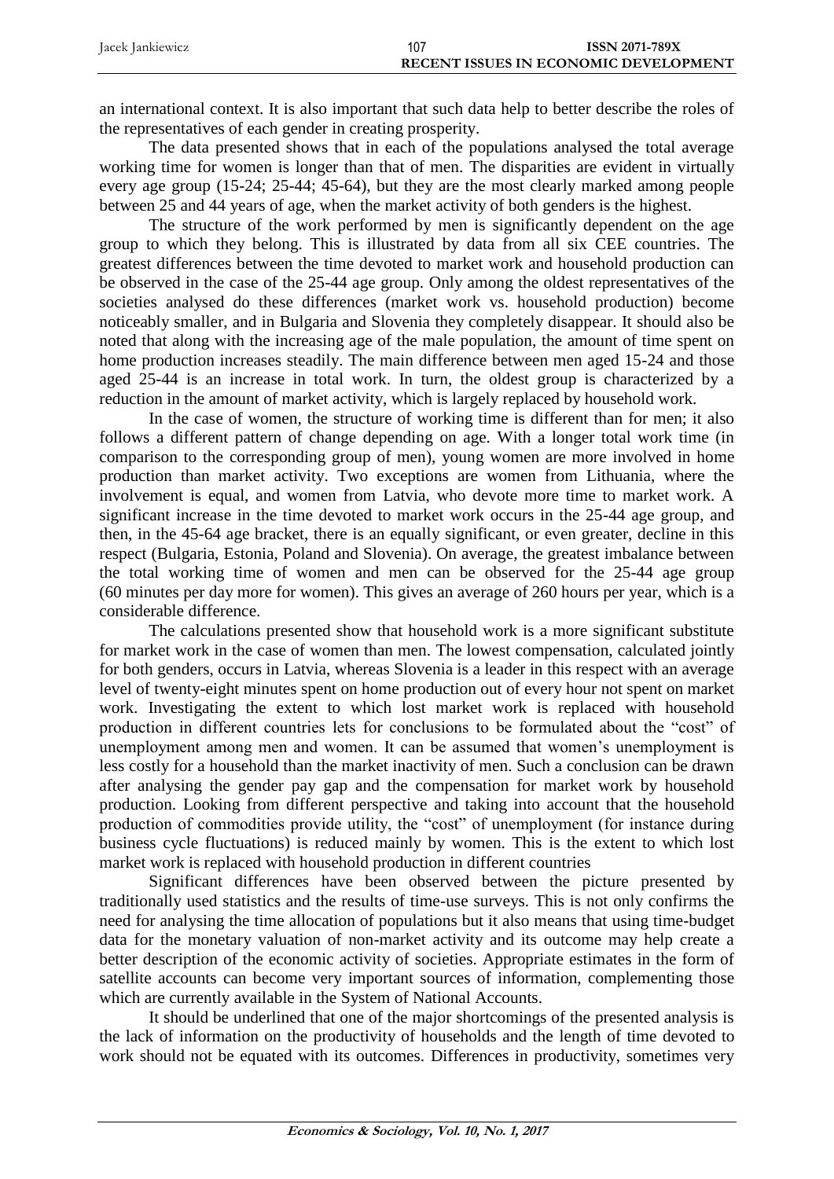an international context. It is also important that such data help to better describe the roles of the representatives of each gender in creating prosperity.

The data presented shows that in each of the populations analysed the total average working time for women is longer than that of men. The disparities are evident in virtually every age group (15-24; 25-44; 45-64), but they are the most clearly marked among people between 25 and 44 years of age, when the market activity of both genders is the highest.

The structure of the work performed by men is significantly dependent on the age group to which they belong. This is illustrated by data from all six CEE countries. The greatest differences between the time devoted to market work and household production can be observed in the case of the 25-44 age group. Only among the oldest representatives of the societies analysed do these differences (market work vs. household production) become noticeably smaller, and in Bulgaria and Slovenia they completely disappear. It should also be noted that along with the increasing age of the male population, the amount of time spent on home production increases steadily. The main difference between men aged 15-24 and those aged 25-44 is an increase in total work. In turn, the oldest group is characterized by a reduction in the amount of market activity, which is largely replaced by household work.

In the case of women, the structure of working time is different than for men; it also follows a different pattern of change depending on age. With a longer total work time (in comparison to the corresponding group of men), young women are more involved in home production than market activity. Two exceptions are women from Lithuania, where the involvement is equal, and women from Latvia, who devote more time to market work. A significant increase in the time devoted to market work occurs in the 25-44 age group, and then, in the 45-64 age bracket, there is an equally significant, or even greater, decline in this respect (Bulgaria, Estonia, Poland and Slovenia). On average, the greatest imbalance between the total working time of women and men can be observed for the 25-44 age group (60 minutes per day more for women). This gives an average of 260 hours per year, which is a considerable difference.

The calculations presented show that household work is a more significant substitute for market work in the case of women than men. The lowest compensation, calculated jointly for both genders, occurs in Latvia, whereas Slovenia is a leader in this respect with an average level of twenty-eight minutes spent on home production out of every hour not spent on market work. Investigating the extent to which lost market work is replaced with household production in different countries lets for conclusions to be formulated about the "cost" of unemployment among men and women. It can be assumed that women's unemployment is less costly for a household than the market inactivity of men. Such a conclusion can be drawn after analysing the gender pay gap and the compensation for market work by household production. Looking from different perspective and taking into account that the household production of commodities provide utility, the "cost" of unemployment (for instance during business cycle fluctuations) is reduced mainly by women. This is the extent to which lost market work is replaced with household production in different countries

Significant differences have been observed between the picture presented by traditionally used statistics and the results of time-use surveys. This is not only confirms the need for analysing the time allocation of populations but it also means that using time-budget data for the monetary valuation of non-market activity and its outcome may help create a better description of the economic activity of societies. Appropriate estimates in the form of satellite accounts can become very important sources of information, complementing those which are currently available in the System of National Accounts.

It should be underlined that one of the major shortcomings of the presented analysis is the lack of information on the productivity of households and the length of time devoted to work should not be equated with its outcomes. Differences in productivity, sometimes very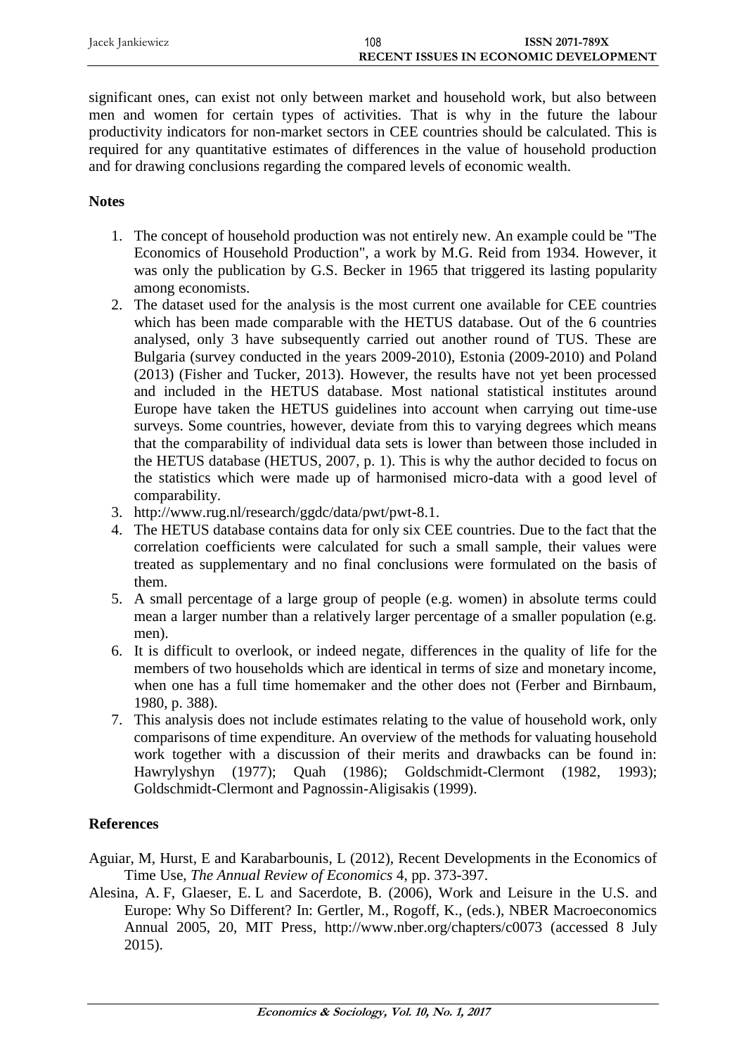significant ones, can exist not only between market and household work, but also between men and women for certain types of activities. That is why in the future the labour productivity indicators for non-market sectors in CEE countries should be calculated. This is required for any quantitative estimates of differences in the value of household production and for drawing conclusions regarding the compared levels of economic wealth.

**Notes**

1. The concept of household production was not entirely new. An example could be "The Economics of Household Production", a work by M.G. Reid from 1934. However, it was only the publication by G.S. Becker in 1965 that triggered its lasting popularity among economists.
2. The dataset used for the analysis is the most current one available for CEE countries which has been made comparable with the HETUS database. Out of the 6 countries analysed, only 3 have subsequently carried out another round of TUS. These are Bulgaria (survey conducted in the years 2009-2010), Estonia (2009-2010) and Poland (2013) (Fisher and Tucker, 2013). However, the results have not yet been processed and included in the HETUS database. Most national statistical institutes around Europe have taken the HETUS guidelines into account when carrying out time-use surveys. Some countries, however, deviate from this to varying degrees which means that the comparability of individual data sets is lower than between those included in the HETUS database (HETUS, 2007, p. 1). This is why the author decided to focus on the statistics which were made up of harmonised micro-data with a good level of comparability.
3. http://www.rug.nl/research/ggdc/data/pwt/pwt-8.1.
4. The HETUS database contains data for only six CEE countries. Due to the fact that the correlation coefficients were calculated for such a small sample, their values were treated as supplementary and no final conclusions were formulated on the basis of them.
5. A small percentage of a large group of people (e.g. women) in absolute terms could mean a larger number than a relatively larger percentage of a smaller population (e.g. men).
6. It is difficult to overlook, or indeed negate, differences in the quality of life for the members of two households which are identical in terms of size and monetary income, when one has a full time homemaker and the other does not (Ferber and Birnbaum, 1980, p. 388).
7. This analysis does not include estimates relating to the value of household work, only comparisons of time expenditure. An overview of the methods for valuating household work together with a discussion of their merits and drawbacks can be found in: Hawrylyshyn (1977); Quah (1986); Goldschmidt-Clermont (1982, 1993); Goldschmidt-Clermont and Pagnossin-Aligisakis (1999).

**References**

Aguiar, M, Hurst, E and Karabarbounis, L (2012), Recent Developments in the Economics of Time Use, *The Annual Review of Economics* 4, pp. 373-397.

Alesina, A. F, Glaeser, E. L and Sacerdote, B. (2006), Work and Leisure in the U.S. and Europe: Why So Different? In: Gertler, M., Rogoff, K., (eds.), NBER Macroeconomics Annual 2005, 20, MIT Press, http://www.nber.org/chapters/c0073 (accessed 8 July 2015).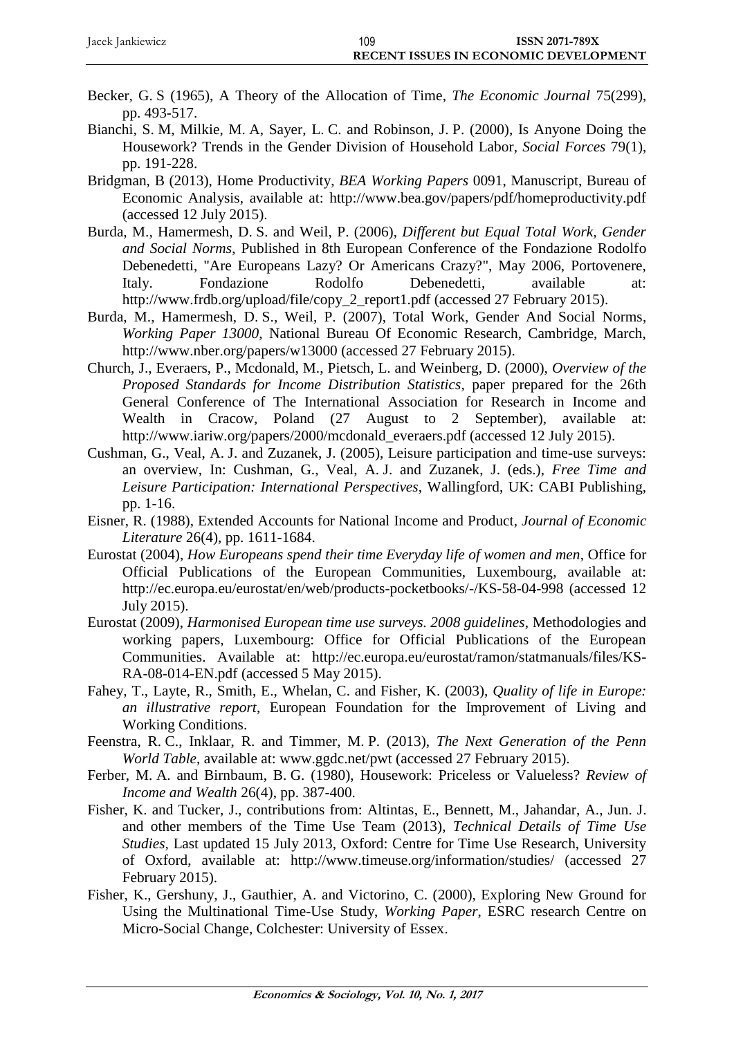Becker, G. S (1965), A Theory of the Allocation of Time, *The Economic Journal* 75(299), pp. 493-517.

Bianchi, S. M, Milkie, M. A, Sayer, L. C. and Robinson, J. P. (2000), Is Anyone Doing the Housework? Trends in the Gender Division of Household Labor, *Social Forces* 79(1), pp. 191-228.

Bridgman, B (2013), Home Productivity, *BEA Working Papers* 0091, Manuscript, Bureau of Economic Analysis, available at: http://www.bea.gov/papers/pdf/homeproductivity.pdf (accessed 12 July 2015).

Burda, M., Hamermesh, D. S. and Weil, P. (2006), *Different but Equal Total Work, Gender and Social Norms*, Published in 8th European Conference of the Fondazione Rodolfo Debenedetti, "Are Europeans Lazy? Or Americans Crazy?", May 2006, Portovenere, Italy. Fondazione Rodolfo Debenedetti, available at: http://www.frdb.org/upload/file/copy_2_report1.pdf (accessed 27 February 2015).

Burda, M., Hamermesh, D. S., Weil, P. (2007), Total Work, Gender And Social Norms, *Working Paper 13000*, National Bureau Of Economic Research, Cambridge, March, http://www.nber.org/papers/w13000 (accessed 27 February 2015).

Church, J., Everaers, P., Mcdonald, M., Pietsch, L. and Weinberg, D. (2000), *Overview of the Proposed Standards for Income Distribution Statistics*, paper prepared for the 26th General Conference of The International Association for Research in Income and Wealth in Cracow, Poland (27 August to 2 September), available at: http://www.iariw.org/papers/2000/mcdonald_everaers.pdf (accessed 12 July 2015).

Cushman, G., Veal, A. J. and Zuzanek, J. (2005), Leisure participation and time-use surveys: an overview, In: Cushman, G., Veal, A. J. and Zuzanek, J. (eds.), *Free Time and Leisure Participation: International Perspectives*, Wallingford, UK: CABI Publishing, pp. 1-16.

Eisner, R. (1988), Extended Accounts for National Income and Product, *Journal of Economic Literature* 26(4), pp. 1611-1684.

Eurostat (2004), *How Europeans spend their time Everyday life of women and men*, Office for Official Publications of the European Communities, Luxembourg, available at: http://ec.europa.eu/eurostat/en/web/products-pocketbooks/-/KS-58-04-998 (accessed 12 July 2015).

Eurostat (2009), *Harmonised European time use surveys. 2008 guidelines*, Methodologies and working papers, Luxembourg: Office for Official Publications of the European Communities. Available at: http://ec.europa.eu/eurostat/ramon/statmanuals/files/KS-RA-08-014-EN.pdf (accessed 5 May 2015).

Fahey, T., Layte, R., Smith, E., Whelan, C. and Fisher, K. (2003), *Quality of life in Europe: an illustrative report*, European Foundation for the Improvement of Living and Working Conditions.

Feenstra, R. C., Inklaar, R. and Timmer, M. P. (2013), *The Next Generation of the Penn World Table*, available at: www.ggdc.net/pwt (accessed 27 February 2015).

Ferber, M. A. and Birnbaum, B. G. (1980), Housework: Priceless or Valueless? *Review of Income and Wealth* 26(4), pp. 387-400.

Fisher, K. and Tucker, J., contributions from: Altintas, E., Bennett, M., Jahandar, A., Jun. J. and other members of the Time Use Team (2013), *Technical Details of Time Use Studies*, Last updated 15 July 2013, Oxford: Centre for Time Use Research, University of Oxford, available at: http://www.timeuse.org/information/studies/ (accessed 27 February 2015).

Fisher, K., Gershuny, J., Gauthier, A. and Victorino, C. (2000), Exploring New Ground for Using the Multinational Time-Use Study, *Working Paper*, ESRC research Centre on Micro-Social Change, Colchester: University of Essex.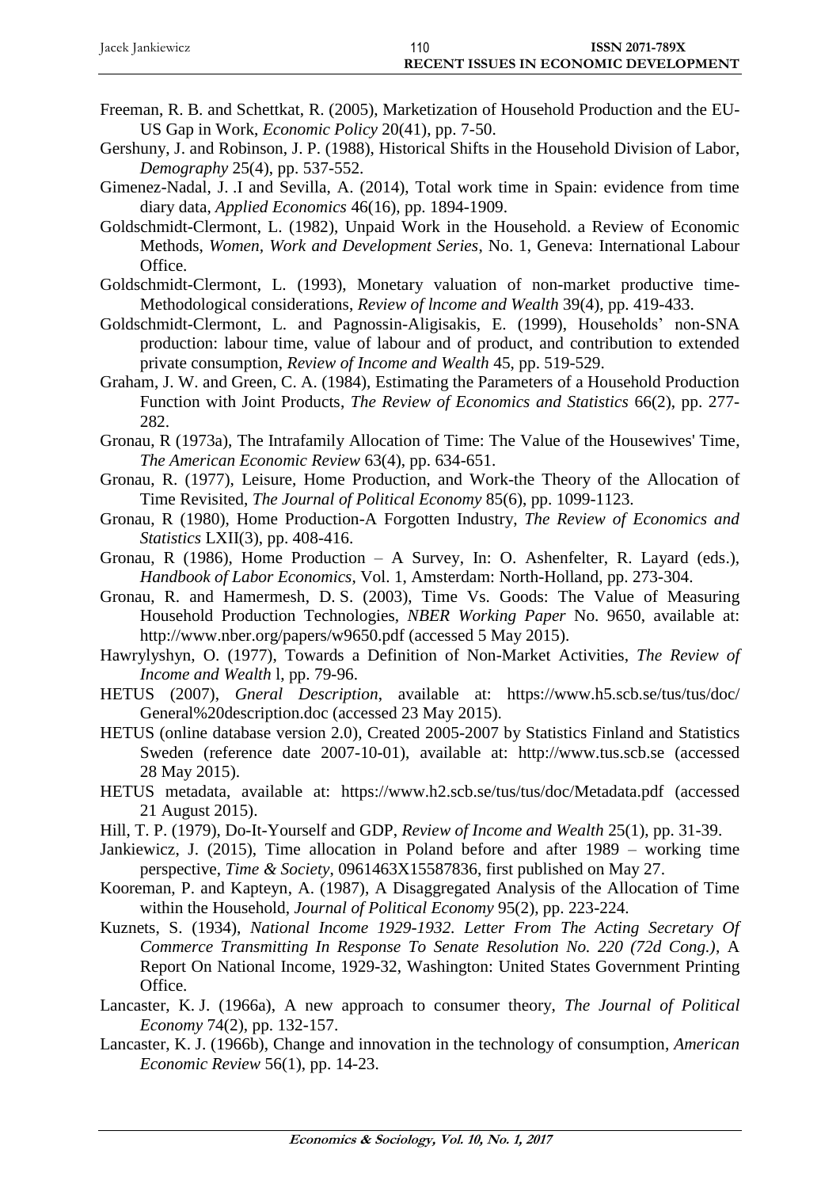Freeman, R. B. and Schettkat, R. (2005), Marketization of Household Production and the EU-US Gap in Work, *Economic Policy* 20(41), pp. 7-50.

Gershuny, J. and Robinson, J. P. (1988), Historical Shifts in the Household Division of Labor, *Demography* 25(4), pp. 537-552.

Gimenez-Nadal, J. .I and Sevilla, A. (2014), Total work time in Spain: evidence from time diary data, *Applied Economics* 46(16), pp. 1894-1909.

Goldschmidt-Clermont, L. (1982), Unpaid Work in the Household. a Review of Economic Methods, *Women, Work and Development Series*, No. 1, Geneva: International Labour Office.

Goldschmidt-Clermont, L. (1993), Monetary valuation of non-market productive time-Methodological considerations, *Review of lncome and Wealth* 39(4), pp. 419-433.

Goldschmidt-Clermont, L. and Pagnossin-Aligisakis, E. (1999), Households' non-SNA production: labour time, value of labour and of product, and contribution to extended private consumption, *Review of Income and Wealth* 45, pp. 519-529.

Graham, J. W. and Green, C. A. (1984), Estimating the Parameters of a Household Production Function with Joint Products, *The Review of Economics and Statistics* 66(2), pp. 277-282.

Gronau, R (1973a), The Intrafamily Allocation of Time: The Value of the Housewives' Time, *The American Economic Review* 63(4), pp. 634-651.

Gronau, R. (1977), Leisure, Home Production, and Work-the Theory of the Allocation of Time Revisited, *The Journal of Political Economy* 85(6), pp. 1099-1123.

Gronau, R (1980), Home Production-A Forgotten Industry, *The Review of Economics and Statistics* LXII(3), pp. 408-416.

Gronau, R (1986), Home Production – A Survey, In: O. Ashenfelter, R. Layard (eds.), *Handbook of Labor Economics*, Vol. 1, Amsterdam: North-Holland, pp. 273-304.

Gronau, R. and Hamermesh, D. S. (2003), Time Vs. Goods: The Value of Measuring Household Production Technologies, *NBER Working Paper* No. 9650, available at: http://www.nber.org/papers/w9650.pdf (accessed 5 May 2015).

Hawrylyshyn, O. (1977), Towards a Definition of Non-Market Activities, *The Review of Income and Wealth* l, pp. 79-96.

HETUS (2007), *Gneral Description*, available at: https://www.h5.scb.se/tus/tus/doc/General%20description.doc (accessed 23 May 2015).

HETUS (online database version 2.0), Created 2005-2007 by Statistics Finland and Statistics Sweden (reference date 2007-10-01), available at: http://www.tus.scb.se (accessed 28 May 2015).

HETUS metadata, available at: https://www.h2.scb.se/tus/tus/doc/Metadata.pdf (accessed 21 August 2015).

Hill, T. P. (1979), Do-It-Yourself and GDP, *Review of Income and Wealth* 25(1), pp. 31-39.

Jankiewicz, J. (2015), Time allocation in Poland before and after 1989 – working time perspective, *Time & Society*, 0961463X15587836, first published on May 27.

Kooreman, P. and Kapteyn, A. (1987), A Disaggregated Analysis of the Allocation of Time within the Household, *Journal of Political Economy* 95(2), pp. 223-224.

Kuznets, S. (1934), *National Income 1929-1932. Letter From The Acting Secretary Of Commerce Transmitting In Response To Senate Resolution No. 220 (72d Cong.)*, A Report On National Income, 1929-32, Washington: United States Government Printing Office.

Lancaster, K. J. (1966a), A new approach to consumer theory, *The Journal of Political Economy* 74(2), pp. 132-157.

Lancaster, K. J. (1966b), Change and innovation in the technology of consumption, *American Economic Review* 56(1), pp. 14-23.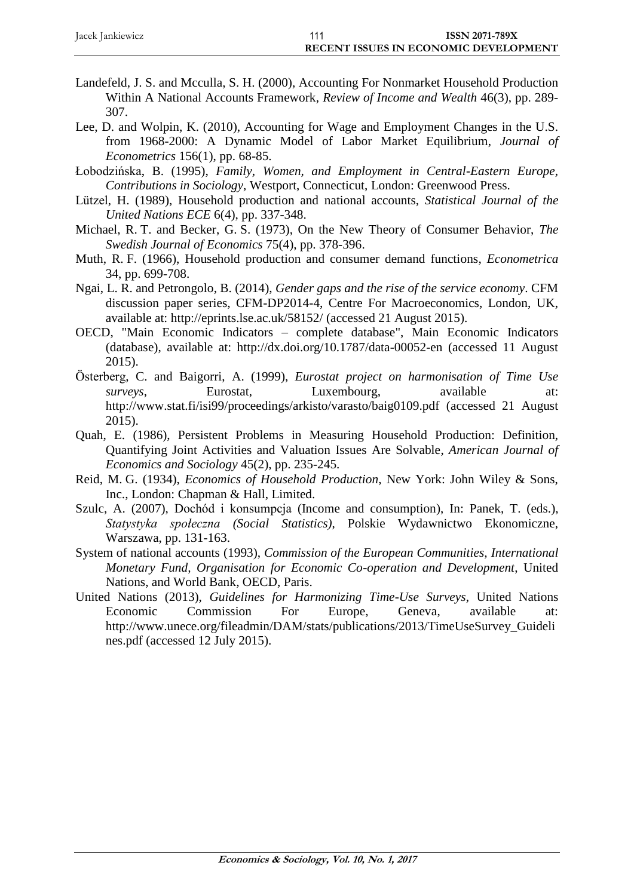Landefeld, J. S. and Mcculla, S. H. (2000), Accounting For Nonmarket Household Production Within A National Accounts Framework, *Review of Income and Wealth* 46(3), pp. 289-307.

Lee, D. and Wolpin, K. (2010), Accounting for Wage and Employment Changes in the U.S. from 1968-2000: A Dynamic Model of Labor Market Equilibrium, *Journal of Econometrics* 156(1), pp. 68-85.

Łobodzińska, B. (1995), *Family, Women, and Employment in Central-Eastern Europe, Contributions in Sociology*, Westport, Connecticut, London: Greenwood Press.

Lützel, H. (1989), Household production and national accounts, *Statistical Journal of the United Nations ECE* 6(4), pp. 337-348.

Michael, R. T. and Becker, G. S. (1973), On the New Theory of Consumer Behavior, *The Swedish Journal of Economics* 75(4), pp. 378-396.

Muth, R. F. (1966), Household production and consumer demand functions, *Econometrica* 34, pp. 699-708.

Ngai, L. R. and Petrongolo, B. (2014), *Gender gaps and the rise of the service economy*. CFM discussion paper series, CFM-DP2014-4, Centre For Macroeconomics, London, UK, available at: http://eprints.lse.ac.uk/58152/ (accessed 21 August 2015).

OECD, "Main Economic Indicators – complete database", Main Economic Indicators (database), available at: http://dx.doi.org/10.1787/data-00052-en (accessed 11 August 2015).

Österberg, C. and Baigorri, A. (1999), *Eurostat project on harmonisation of Time Use surveys*, Eurostat, Luxembourg, available at: http://www.stat.fi/isi99/proceedings/arkisto/varasto/baig0109.pdf (accessed 21 August 2015).

Quah, E. (1986), Persistent Problems in Measuring Household Production: Definition, Quantifying Joint Activities and Valuation Issues Are Solvable, *American Journal of Economics and Sociology* 45(2), pp. 235-245.

Reid, M. G. (1934), *Economics of Household Production*, New York: John Wiley & Sons, Inc., London: Chapman & Hall, Limited.

Szulc, A. (2007), Dochód i konsumpcja (Income and consumption), In: Panek, T. (eds.), *Statystyka społeczna (Social Statistics)*, Polskie Wydawnictwo Ekonomiczne, Warszawa, pp. 131-163.

System of national accounts (1993), *Commission of the European Communities, International Monetary Fund, Organisation for Economic Co-operation and Development*, United Nations, and World Bank, OECD, Paris.

United Nations (2013), *Guidelines for Harmonizing Time-Use Surveys*, United Nations Economic Commission For Europe, Geneva, available at: http://www.unece.org/fileadmin/DAM/stats/publications/2013/TimeUseSurvey_Guidelines.pdf (accessed 12 July 2015).